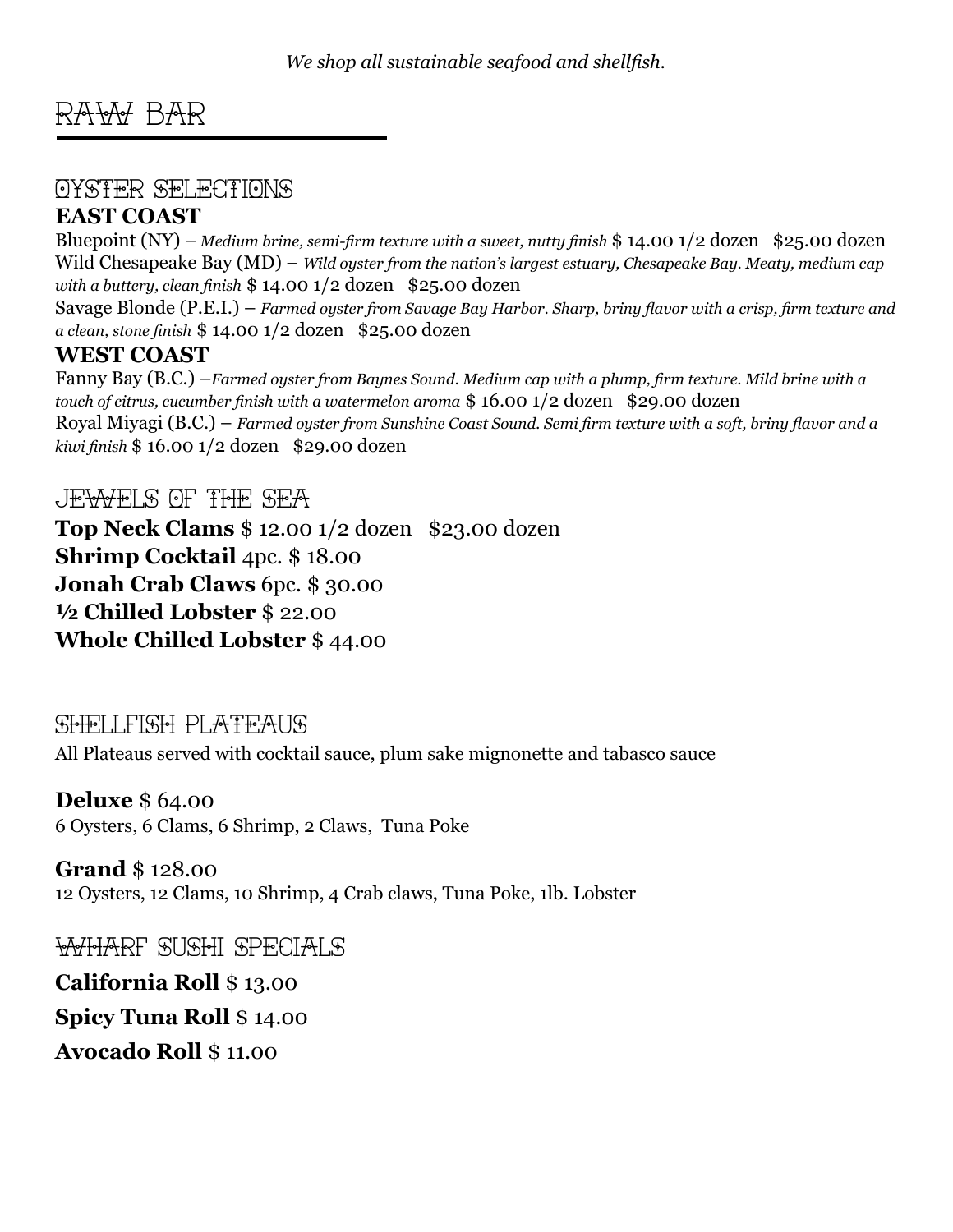*We shop all sustainable seafood and shellfish.*

# RAW BAR

## OYSTER SELECTIONS

### EAST COAST

Bluepoint (NY) – *Medium brine, semi-firm texture with a sweet, nutty finish* $ 14.00 1/2 dozen   $25.00 dozen

Wild Chesapeake Bay (MD) – *Wild oyster from the nation's largest estuary, Chesapeake Bay. Meaty, medium cap with a buttery, clean finish* $ 14.00 1/2 dozen   $25.00 dozen

Savage Blonde (P.E.I.) – *Farmed oyster from Savage Bay Harbor. Sharp, briny flavor with a crisp, firm texture and a clean, stone finish* $ 14.00 1/2 dozen   $25.00 dozen

### WEST COAST

Fanny Bay (B.C.) –*Farmed oyster from Baynes Sound. Medium cap with a plump, firm texture. Mild brine with a touch of citrus, cucumber finish with a watermelon aroma* $ 16.00 1/2 dozen   $29.00 dozen

Royal Miyagi (B.C.) – *Farmed oyster from Sunshine Coast Sound. Semi firm texture with a soft, briny flavor and a kiwi finish* $ 16.00 1/2 dozen   $29.00 dozen

## JEWELS OF THE SEA

**Top Neck Clams** $ 12.00 1/2 dozen   $23.00 dozen

**Shrimp Cocktail** 4pc. $ 18.00

**Jonah Crab Claws** 6pc. $ 30.00

**½ Chilled Lobster** $ 22.00

**Whole Chilled Lobster** $ 44.00

## SHELLFISH PLATEAUS

All Plateaus served with cocktail sauce, plum sake mignonette and tabasco sauce

**Deluxe** $ 64.00
6 Oysters, 6 Clams, 6 Shrimp, 2 Claws, Tuna Poke

**Grand** $ 128.00
12 Oysters, 12 Clams, 10 Shrimp, 4 Crab claws, Tuna Poke, 1lb. Lobster

## WHARF SUSHI SPECIALS

**California Roll** $ 13.00

**Spicy Tuna Roll** $ 14.00

**Avocado Roll** $ 11.00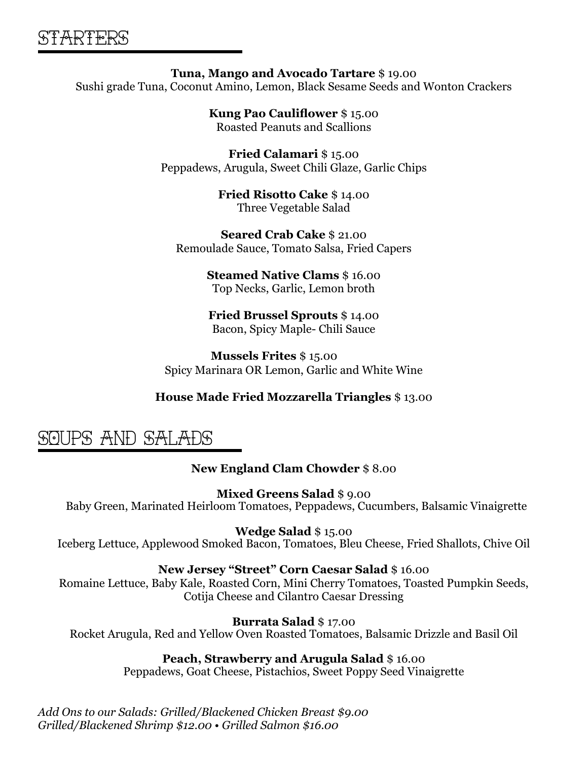# STARTERS

**Tuna, Mango and Avocado Tartare** $ 19.00
Sushi grade Tuna, Coconut Amino, Lemon, Black Sesame Seeds and Wonton Crackers

**Kung Pao Cauliflower** $ 15.00
Roasted Peanuts and Scallions

**Fried Calamari** $ 15.00
Peppadews, Arugula, Sweet Chili Glaze, Garlic Chips

**Fried Risotto Cake** $ 14.00
Three Vegetable Salad

**Seared Crab Cake** $ 21.00
Remoulade Sauce, Tomato Salsa, Fried Capers

**Steamed Native Clams** $ 16.00
Top Necks, Garlic, Lemon broth

**Fried Brussel Sprouts** $ 14.00
Bacon, Spicy Maple- Chili Sauce

**Mussels Frites** $ 15.00
Spicy Marinara OR Lemon, Garlic and White Wine

**House Made Fried Mozzarella Triangles** $ 13.00

# SOUPS AND SALADS

**New England Clam Chowder** $ 8.00

**Mixed Greens Salad** $ 9.00
Baby Green, Marinated Heirloom Tomatoes, Peppadews, Cucumbers, Balsamic Vinaigrette

**Wedge Salad** $ 15.00
Iceberg Lettuce, Applewood Smoked Bacon, Tomatoes, Bleu Cheese, Fried Shallots, Chive Oil

**New Jersey "Street" Corn Caesar Salad** $ 16.00
Romaine Lettuce, Baby Kale, Roasted Corn, Mini Cherry Tomatoes, Toasted Pumpkin Seeds, Cotija Cheese and Cilantro Caesar Dressing

**Burrata Salad** $ 17.00
Rocket Arugula, Red and Yellow Oven Roasted Tomatoes, Balsamic Drizzle and Basil Oil

**Peach, Strawberry and Arugula Salad** $ 16.00
Peppadews, Goat Cheese, Pistachios, Sweet Poppy Seed Vinaigrette

*Add Ons to our Salads: Grilled/Blackened Chicken Breast $9.00*
*Grilled/Blackened Shrimp $12.00 • Grilled Salmon $16.00*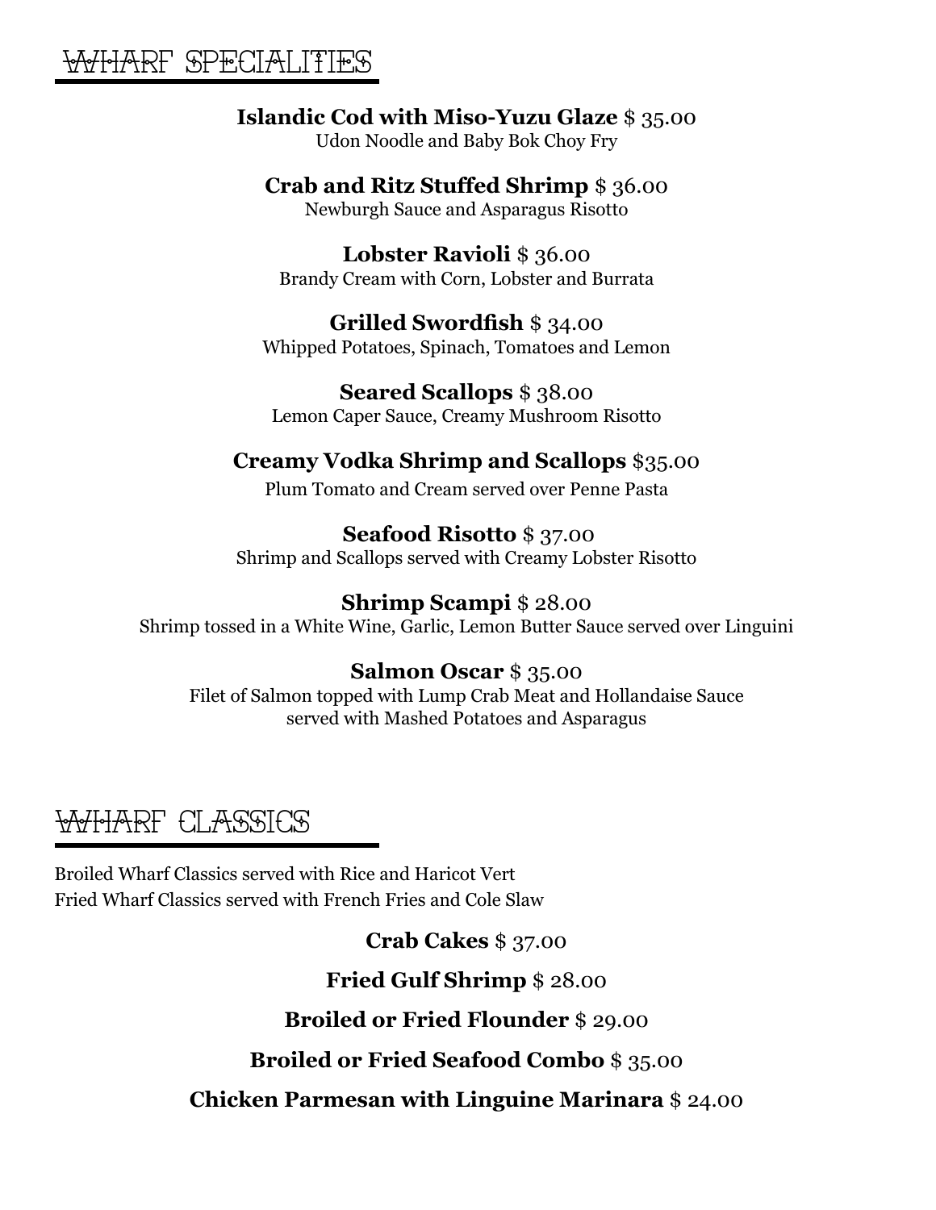## Wharf Specialities

**Islandic Cod with Miso-Yuzu Glaze** $ 35.00
Udon Noodle and Baby Bok Choy Fry

**Crab and Ritz Stuffed Shrimp** $ 36.00
Newburgh Sauce and Asparagus Risotto

**Lobster Ravioli** $ 36.00
Brandy Cream with Corn, Lobster and Burrata

**Grilled Swordfish** $ 34.00
Whipped Potatoes, Spinach, Tomatoes and Lemon

**Seared Scallops** $ 38.00
Lemon Caper Sauce, Creamy Mushroom Risotto

**Creamy Vodka Shrimp and Scallops** $35.00
Plum Tomato and Cream served over Penne Pasta

**Seafood Risotto** $ 37.00
Shrimp and Scallops served with Creamy Lobster Risotto

**Shrimp Scampi** $ 28.00
Shrimp tossed in a White Wine, Garlic, Lemon Butter Sauce served over Linguini

**Salmon Oscar** $ 35.00
Filet of Salmon topped with Lump Crab Meat and Hollandaise Sauce served with Mashed Potatoes and Asparagus

## Wharf Classics

Broiled Wharf Classics served with Rice and Haricot Vert
Fried Wharf Classics served with French Fries and Cole Slaw

**Crab Cakes** $ 37.00

**Fried Gulf Shrimp** $ 28.00

**Broiled or Fried Flounder** $ 29.00

**Broiled or Fried Seafood Combo** $ 35.00

**Chicken Parmesan with Linguine Marinara** $ 24.00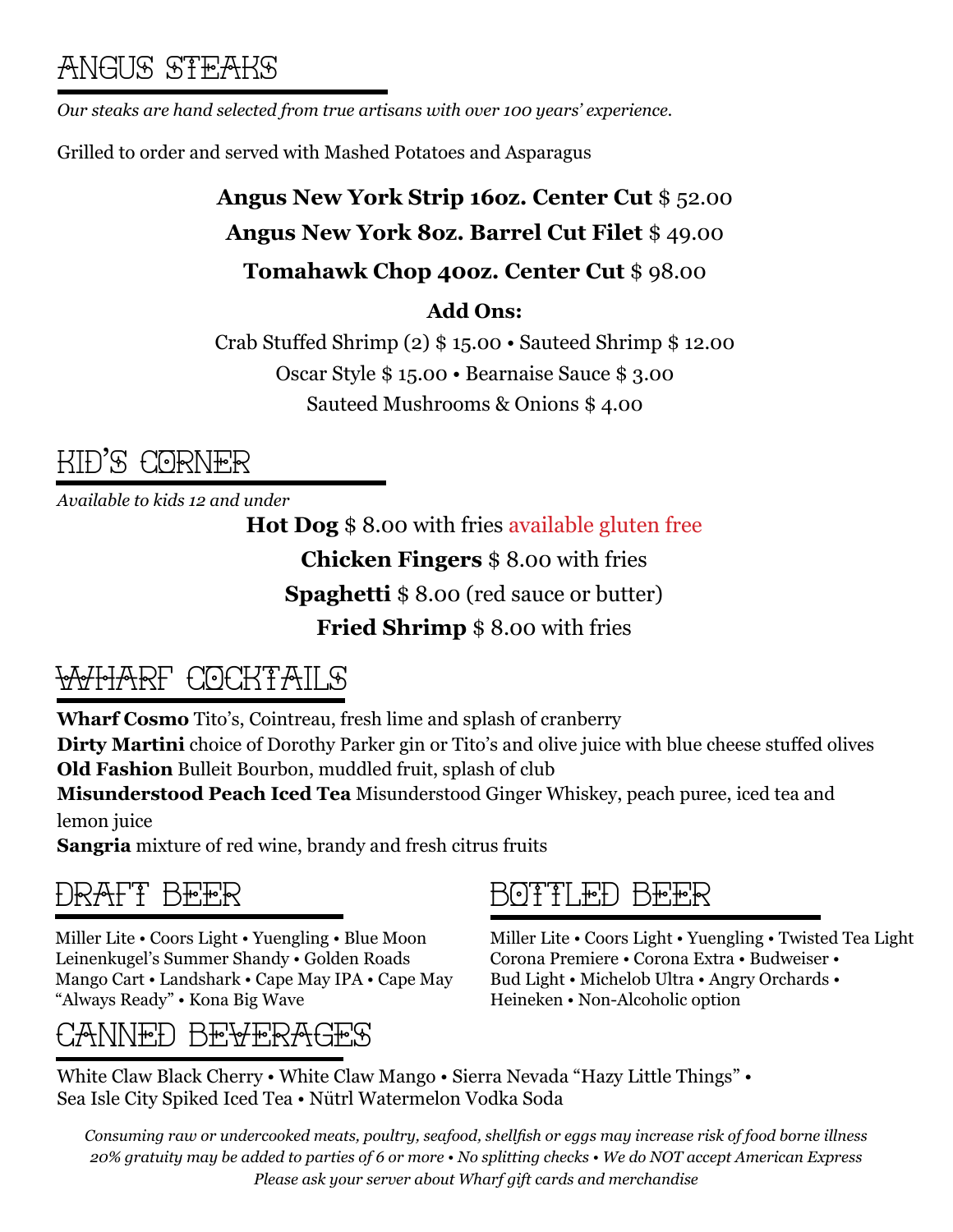## Angus Steaks

*Our steaks are hand selected from true artisans with over 100 years' experience.*

Grilled to order and served with Mashed Potatoes and Asparagus

**Angus New York Strip 16oz. Center Cut** $ 52.00

**Angus New York 8oz. Barrel Cut Filet** $ 49.00

**Tomahawk Chop 40oz. Center Cut** $ 98.00

**Add Ons:**

Crab Stuffed Shrimp (2) $ 15.00 • Sauteed Shrimp $ 12.00

Oscar Style $ 15.00 • Bearnaise Sauce $ 3.00

Sauteed Mushrooms & Onions $ 4.00

## Kid's Corner

*Available to kids 12 and under*

**Hot Dog** $ 8.00 with fries available gluten free

**Chicken Fingers** $ 8.00 with fries

**Spaghetti** $ 8.00 (red sauce or butter)

**Fried Shrimp** $ 8.00 with fries

## Wharf Cocktails

**Wharf Cosmo** Tito's, Cointreau, fresh lime and splash of cranberry

**Dirty Martini** choice of Dorothy Parker gin or Tito's and olive juice with blue cheese stuffed olives

**Old Fashion** Bulleit Bourbon, muddled fruit, splash of club

**Misunderstood Peach Iced Tea** Misunderstood Ginger Whiskey, peach puree, iced tea and lemon juice

**Sangria** mixture of red wine, brandy and fresh citrus fruits

## Draft Beer

Miller Lite • Coors Light • Yuengling • Blue Moon
Leinenkugel's Summer Shandy • Golden Roads
Mango Cart • Landshark • Cape May IPA • Cape May
"Always Ready" • Kona Big Wave

## Bottled Beer

Miller Lite • Coors Light • Yuengling • Twisted Tea Light
Corona Premiere • Corona Extra • Budweiser •
Bud Light • Michelob Ultra • Angry Orchards •
Heineken • Non-Alcoholic option

## Canned Beverages

White Claw Black Cherry • White Claw Mango • Sierra Nevada "Hazy Little Things" •
Sea Isle City Spiked Iced Tea • Nütrl Watermelon Vodka Soda

*Consuming raw or undercooked meats, poultry, seafood, shellfish or eggs may increase risk of food borne illness*
*20% gratuity may be added to parties of 6 or more • No splitting checks • We do NOT accept American Express*
*Please ask your server about Wharf gift cards and merchandise*